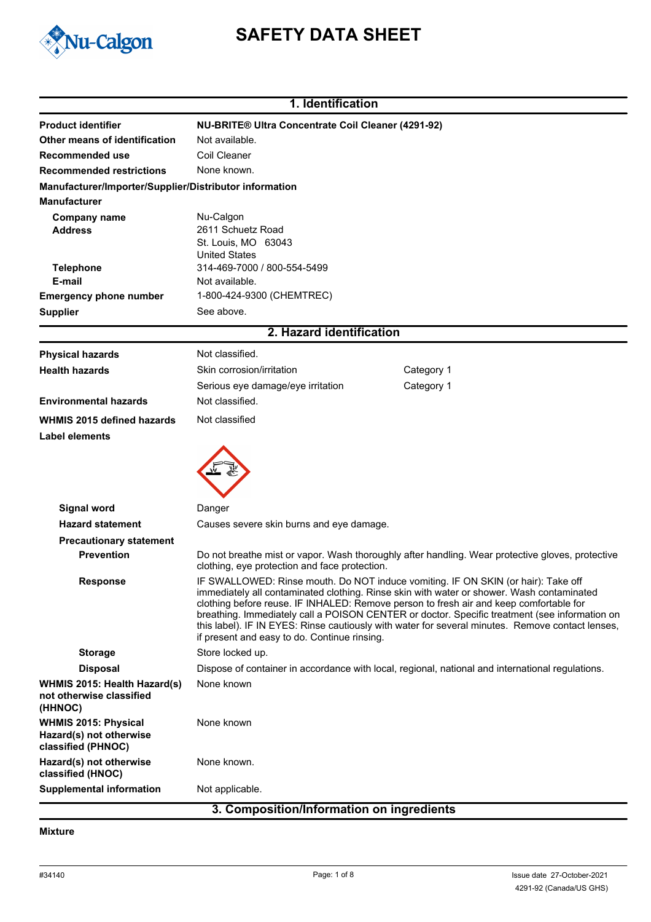# SAFETY DATA SHEET

## 1. Identification

| | |
|---|---|
| **Product identifier** | **NU-BRITE® Ultra Concentrate Coil Cleaner (4291-92)** |
| **Other means of identification** | Not available. |
| **Recommended use** | Coil Cleaner |
| **Recommended restrictions** | None known. |

**Manufacturer/Importer/Supplier/Distributor information**

**Manufacturer**

| | |
|---|---|
| **Company name** | Nu-Calgon |
| **Address** | 2611 Schuetz Road<br>St. Louis, MO 63043<br>United States |
| **Telephone** | 314-469-7000 / 800-554-5499 |
| **E-mail** | Not available. |
| **Emergency phone number** | 1-800-424-9300 (CHEMTREC) |
| **Supplier** | See above. |

## 2. Hazard identification

| | | |
|---|---|---|
| **Physical hazards** | Not classified. | |
| **Health hazards** | Skin corrosion/irritation | Category 1 |
| | Serious eye damage/eye irritation | Category 1 |
| **Environmental hazards** | Not classified. | |
| **WHMIS 2015 defined hazards** | Not classified | |

**Label elements**

**Signal word** Danger

**Hazard statement** Causes severe skin burns and eye damage.

**Precautionary statement**

**Prevention** Do not breathe mist or vapor. Wash thoroughly after handling. Wear protective gloves, protective clothing, eye protection and face protection.

**Response** IF SWALLOWED: Rinse mouth. Do NOT induce vomiting. IF ON SKIN (or hair): Take off immediately all contaminated clothing. Rinse skin with water or shower. Wash contaminated clothing before reuse. IF INHALED: Remove person to fresh air and keep comfortable for breathing. Immediately call a POISON CENTER or doctor. Specific treatment (see information on this label). IF IN EYES: Rinse cautiously with water for several minutes. Remove contact lenses, if present and easy to do. Continue rinsing.

**Storage** Store locked up.

**Disposal** Dispose of container in accordance with local, regional, national and international regulations.

| | |
|---|---|
| **WHMIS 2015: Health Hazard(s) not otherwise classified (HHNOC)** | None known |
| **WHMIS 2015: Physical Hazard(s) not otherwise classified (PHNOC)** | None known |
| **Hazard(s) not otherwise classified (HNOC)** | None known. |
| **Supplemental information** | Not applicable. |

## 3. Composition/Information on ingredients

**Mixture**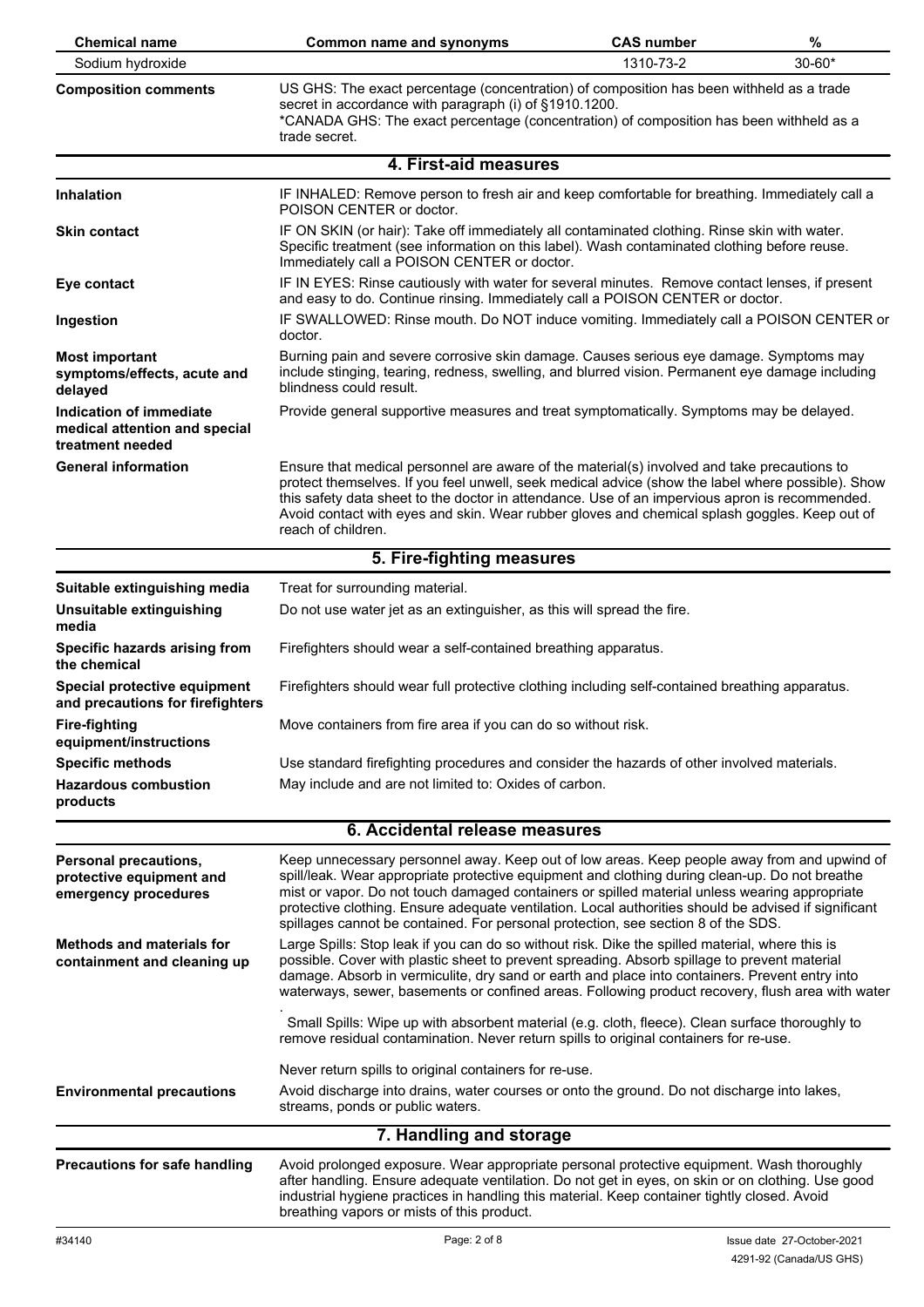| Chemical name | Common name and synonyms | CAS number | % |
| --- | --- | --- | --- |
| Sodium hydroxide | | 1310-73-2 | 30-60* |

**Composition comments**

US GHS: The exact percentage (concentration) of composition has been withheld as a trade secret in accordance with paragraph (i) of §1910.1200.
*CANADA GHS: The exact percentage (concentration) of composition has been withheld as a trade secret.

## 4. First-aid measures

**Inhalation**
IF INHALED: Remove person to fresh air and keep comfortable for breathing. Immediately call a POISON CENTER or doctor.

**Skin contact**
IF ON SKIN (or hair): Take off immediately all contaminated clothing. Rinse skin with water. Specific treatment (see information on this label). Wash contaminated clothing before reuse. Immediately call a POISON CENTER or doctor.

**Eye contact**
IF IN EYES: Rinse cautiously with water for several minutes. Remove contact lenses, if present and easy to do. Continue rinsing. Immediately call a POISON CENTER or doctor.

**Ingestion**
IF SWALLOWED: Rinse mouth. Do NOT induce vomiting. Immediately call a POISON CENTER or doctor.

**Most important symptoms/effects, acute and delayed**
Burning pain and severe corrosive skin damage. Causes serious eye damage. Symptoms may include stinging, tearing, redness, swelling, and blurred vision. Permanent eye damage including blindness could result.

**Indication of immediate medical attention and special treatment needed**
Provide general supportive measures and treat symptomatically. Symptoms may be delayed.

**General information**
Ensure that medical personnel are aware of the material(s) involved and take precautions to protect themselves. If you feel unwell, seek medical advice (show the label where possible). Show this safety data sheet to the doctor in attendance. Use of an impervious apron is recommended. Avoid contact with eyes and skin. Wear rubber gloves and chemical splash goggles. Keep out of reach of children.

## 5. Fire-fighting measures

**Suitable extinguishing media**
Treat for surrounding material.

**Unsuitable extinguishing media**
Do not use water jet as an extinguisher, as this will spread the fire.

**Specific hazards arising from the chemical**
Firefighters should wear a self-contained breathing apparatus.

**Special protective equipment and precautions for firefighters**
Firefighters should wear full protective clothing including self-contained breathing apparatus.

**Fire-fighting equipment/instructions**
Move containers from fire area if you can do so without risk.

**Specific methods**
Use standard firefighting procedures and consider the hazards of other involved materials.

**Hazardous combustion products**
May include and are not limited to: Oxides of carbon.

## 6. Accidental release measures

**Personal precautions, protective equipment and emergency procedures**
Keep unnecessary personnel away. Keep out of low areas. Keep people away from and upwind of spill/leak. Wear appropriate protective equipment and clothing during clean-up. Do not breathe mist or vapor. Do not touch damaged containers or spilled material unless wearing appropriate protective clothing. Ensure adequate ventilation. Local authorities should be advised if significant spillages cannot be contained. For personal protection, see section 8 of the SDS.

**Methods and materials for containment and cleaning up**
Large Spills: Stop leak if you can do so without risk. Dike the spilled material, where this is possible. Cover with plastic sheet to prevent spreading. Absorb spillage to prevent material damage. Absorb in vermiculite, dry sand or earth and place into containers. Prevent entry into waterways, sewer, basements or confined areas. Following product recovery, flush area with water
.
Small Spills: Wipe up with absorbent material (e.g. cloth, fleece). Clean surface thoroughly to remove residual contamination. Never return spills to original containers for re-use.

Never return spills to original containers for re-use.

**Environmental precautions**
Avoid discharge into drains, water courses or onto the ground. Do not discharge into lakes, streams, ponds or public waters.

## 7. Handling and storage

**Precautions for safe handling**
Avoid prolonged exposure. Wear appropriate personal protective equipment. Wash thoroughly after handling. Ensure adequate ventilation. Do not get in eyes, on skin or on clothing. Use good industrial hygiene practices in handling this material. Keep container tightly closed. Avoid breathing vapors or mists of this product.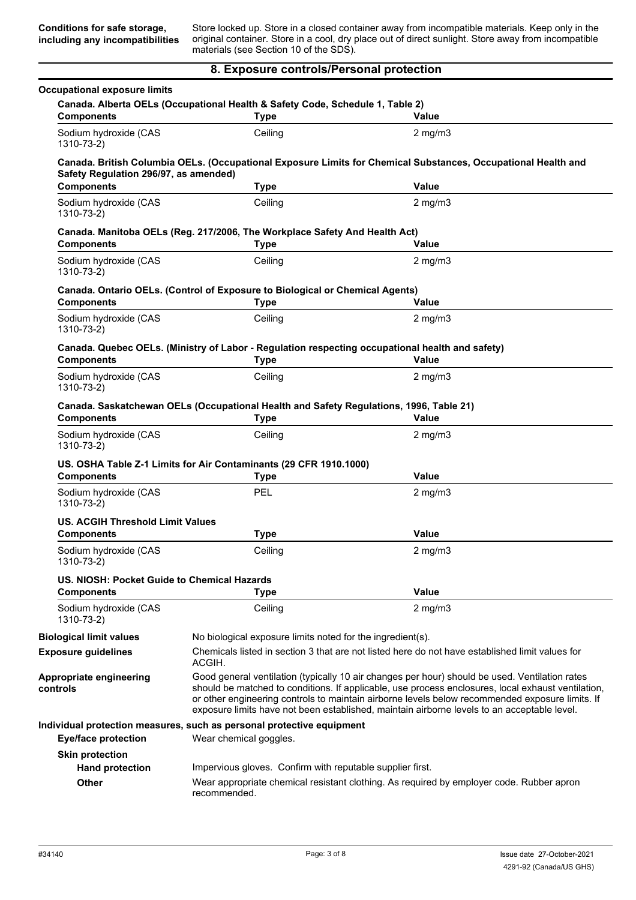**Conditions for safe storage, including any incompatibilities**

Store locked up. Store in a closed container away from incompatible materials. Keep only in the original container. Store in a cool, dry place out of direct sunlight. Store away from incompatible materials (see Section 10 of the SDS).

## 8. Exposure controls/Personal protection

**Occupational exposure limits**

**Canada. Alberta OELs (Occupational Health & Safety Code, Schedule 1, Table 2)**

| Components | Type | Value |
|---|---|---|
| Sodium hydroxide (CAS 1310-73-2) | Ceiling | 2 mg/m3 |

**Canada. British Columbia OELs. (Occupational Exposure Limits for Chemical Substances, Occupational Health and Safety Regulation 296/97, as amended)**

| Components | Type | Value |
|---|---|---|
| Sodium hydroxide (CAS 1310-73-2) | Ceiling | 2 mg/m3 |

**Canada. Manitoba OELs (Reg. 217/2006, The Workplace Safety And Health Act)**

| Components | Type | Value |
|---|---|---|
| Sodium hydroxide (CAS 1310-73-2) | Ceiling | 2 mg/m3 |

**Canada. Ontario OELs. (Control of Exposure to Biological or Chemical Agents)**

| Components | Type | Value |
|---|---|---|
| Sodium hydroxide (CAS 1310-73-2) | Ceiling | 2 mg/m3 |

**Canada. Quebec OELs. (Ministry of Labor - Regulation respecting occupational health and safety)**

| Components | Type | Value |
|---|---|---|
| Sodium hydroxide (CAS 1310-73-2) | Ceiling | 2 mg/m3 |

**Canada. Saskatchewan OELs (Occupational Health and Safety Regulations, 1996, Table 21)**

| Components | Type | Value |
|---|---|---|
| Sodium hydroxide (CAS 1310-73-2) | Ceiling | 2 mg/m3 |

**US. OSHA Table Z-1 Limits for Air Contaminants (29 CFR 1910.1000)**

| Components | Type | Value |
|---|---|---|
| Sodium hydroxide (CAS 1310-73-2) | PEL | 2 mg/m3 |

**US. ACGIH Threshold Limit Values**

| Components | Type | Value |
|---|---|---|
| Sodium hydroxide (CAS 1310-73-2) | Ceiling | 2 mg/m3 |

**US. NIOSH: Pocket Guide to Chemical Hazards**

| Components | Type | Value |
|---|---|---|
| Sodium hydroxide (CAS 1310-73-2) | Ceiling | 2 mg/m3 |

**Biological limit values**

No biological exposure limits noted for the ingredient(s).

**Exposure guidelines**

Chemicals listed in section 3 that are not listed here do not have established limit values for ACGIH.

**Appropriate engineering controls**

Good general ventilation (typically 10 air changes per hour) should be used. Ventilation rates should be matched to conditions. If applicable, use process enclosures, local exhaust ventilation, or other engineering controls to maintain airborne levels below recommended exposure limits. If exposure limits have not been established, maintain airborne levels to an acceptable level.

**Individual protection measures, such as personal protective equipment**

**Eye/face protection**

Wear chemical goggles.

**Skin protection**

**Hand protection**

Impervious gloves. Confirm with reputable supplier first.

**Other**

Wear appropriate chemical resistant clothing. As required by employer code. Rubber apron recommended.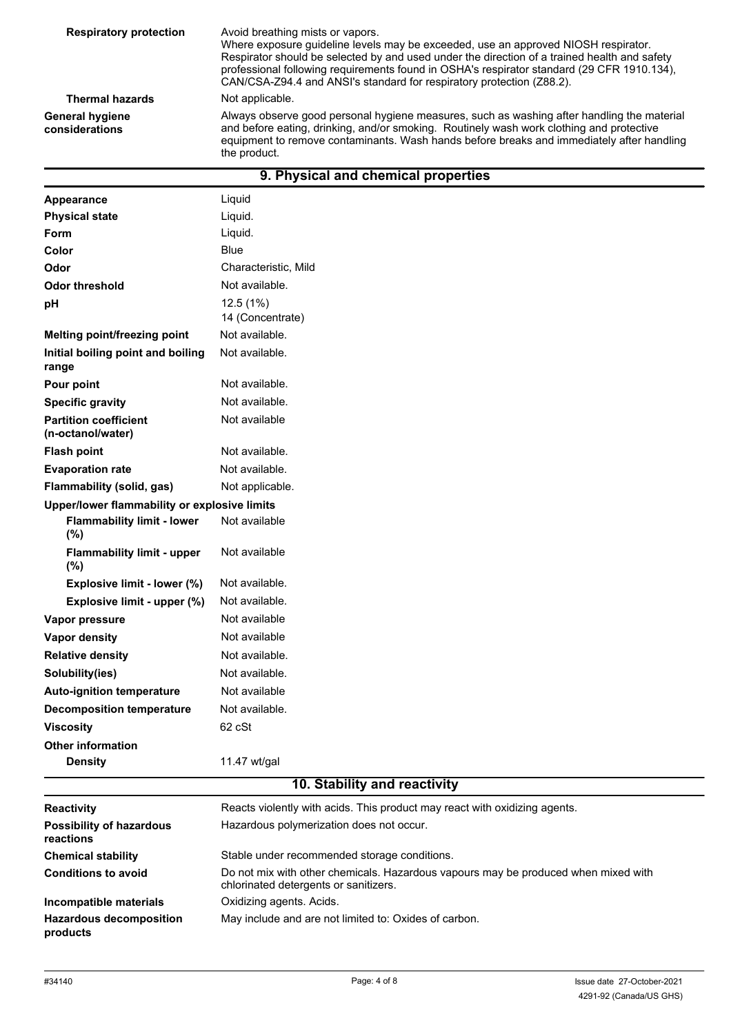| | |
|---|---|
| **Respiratory protection** | Avoid breathing mists or vapors. Where exposure guideline levels may be exceeded, use an approved NIOSH respirator. Respirator should be selected by and used under the direction of a trained health and safety professional following requirements found in OSHA's respirator standard (29 CFR 1910.134), CAN/CSA-Z94.4 and ANSI's standard for respiratory protection (Z88.2). |
| **Thermal hazards** | Not applicable. |
| **General hygiene considerations** | Always observe good personal hygiene measures, such as washing after handling the material and before eating, drinking, and/or smoking. Routinely wash work clothing and protective equipment to remove contaminants. Wash hands before breaks and immediately after handling the product. |

## 9. Physical and chemical properties

| | |
|---|---|
| **Appearance** | Liquid |
| **Physical state** | Liquid. |
| **Form** | Liquid. |
| **Color** | Blue |
| **Odor** | Characteristic, Mild |
| **Odor threshold** | Not available. |
| **pH** | 12.5 (1%)<br>14 (Concentrate) |
| **Melting point/freezing point** | Not available. |
| **Initial boiling point and boiling range** | Not available. |
| **Pour point** | Not available. |
| **Specific gravity** | Not available. |
| **Partition coefficient (n-octanol/water)** | Not available |
| **Flash point** | Not available. |
| **Evaporation rate** | Not available. |
| **Flammability (solid, gas)** | Not applicable. |
| **Upper/lower flammability or explosive limits** | |
| **Flammability limit - lower (%)** | Not available |
| **Flammability limit - upper (%)** | Not available |
| **Explosive limit - lower (%)** | Not available. |
| **Explosive limit - upper (%)** | Not available. |
| **Vapor pressure** | Not available |
| **Vapor density** | Not available |
| **Relative density** | Not available. |
| **Solubility(ies)** | Not available. |
| **Auto-ignition temperature** | Not available |
| **Decomposition temperature** | Not available. |
| **Viscosity** | 62 cSt |
| **Other information** | |
| **Density** | 11.47 wt/gal |

## 10. Stability and reactivity

| | |
|---|---|
| **Reactivity** | Reacts violently with acids. This product may react with oxidizing agents. |
| **Possibility of hazardous reactions** | Hazardous polymerization does not occur. |
| **Chemical stability** | Stable under recommended storage conditions. |
| **Conditions to avoid** | Do not mix with other chemicals. Hazardous vapours may be produced when mixed with chlorinated detergents or sanitizers. |
| **Incompatible materials** | Oxidizing agents. Acids. |
| **Hazardous decomposition products** | May include and are not limited to: Oxides of carbon. |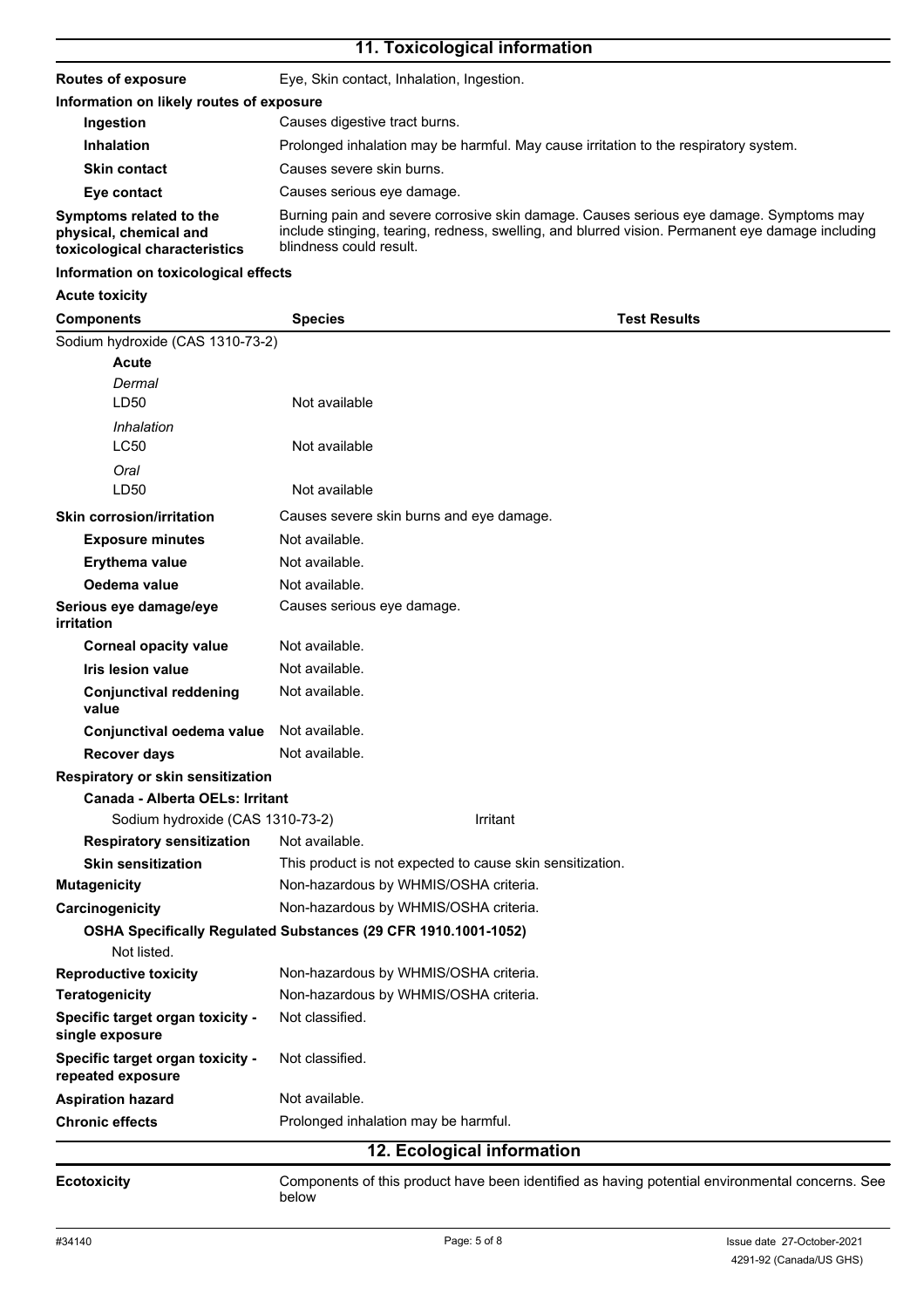## 11. Toxicological information

| | |
|---|---|
| **Routes of exposure** | Eye, Skin contact, Inhalation, Ingestion. |

**Information on likely routes of exposure**

| | |
|---|---|
| **Ingestion** | Causes digestive tract burns. |
| **Inhalation** | Prolonged inhalation may be harmful. May cause irritation to the respiratory system. |
| **Skin contact** | Causes severe skin burns. |
| **Eye contact** | Causes serious eye damage. |
| **Symptoms related to the physical, chemical and toxicological characteristics** | Burning pain and severe corrosive skin damage. Causes serious eye damage. Symptoms may include stinging, tearing, redness, swelling, and blurred vision. Permanent eye damage including blindness could result. |

**Information on toxicological effects**

**Acute toxicity**

| Components | Species | Test Results |
|---|---|---|
| Sodium hydroxide (CAS 1310-73-2) | | |
| **Acute** | | |
| *Dermal* | | |
| LD50 | Not available | |
| *Inhalation* | | |
| LC50 | Not available | |
| *Oral* | | |
| LD50 | Not available | |

| | |
|---|---|
| **Skin corrosion/irritation** | Causes severe skin burns and eye damage. |
| **Exposure minutes** | Not available. |
| **Erythema value** | Not available. |
| **Oedema value** | Not available. |
| **Serious eye damage/eye irritation** | Causes serious eye damage. |
| **Corneal opacity value** | Not available. |
| **Iris lesion value** | Not available. |
| **Conjunctival reddening value** | Not available. |
| **Conjunctival oedema value** | Not available. |
| **Recover days** | Not available. |

**Respiratory or skin sensitization**

**Canada - Alberta OELs: Irritant**

| | |
|---|---|
| Sodium hydroxide (CAS 1310-73-2) | Irritant |

| | |
|---|---|
| **Respiratory sensitization** | Not available. |
| **Skin sensitization** | This product is not expected to cause skin sensitization. |
| **Mutagenicity** | Non-hazardous by WHMIS/OSHA criteria. |
| **Carcinogenicity** | Non-hazardous by WHMIS/OSHA criteria. |

**OSHA Specifically Regulated Substances (29 CFR 1910.1001-1052)**

Not listed.

| | |
|---|---|
| **Reproductive toxicity** | Non-hazardous by WHMIS/OSHA criteria. |
| **Teratogenicity** | Non-hazardous by WHMIS/OSHA criteria. |
| **Specific target organ toxicity - single exposure** | Not classified. |
| **Specific target organ toxicity - repeated exposure** | Not classified. |
| **Aspiration hazard** | Not available. |
| **Chronic effects** | Prolonged inhalation may be harmful. |

## 12. Ecological information

| | |
|---|---|
| **Ecotoxicity** | Components of this product have been identified as having potential environmental concerns. See below |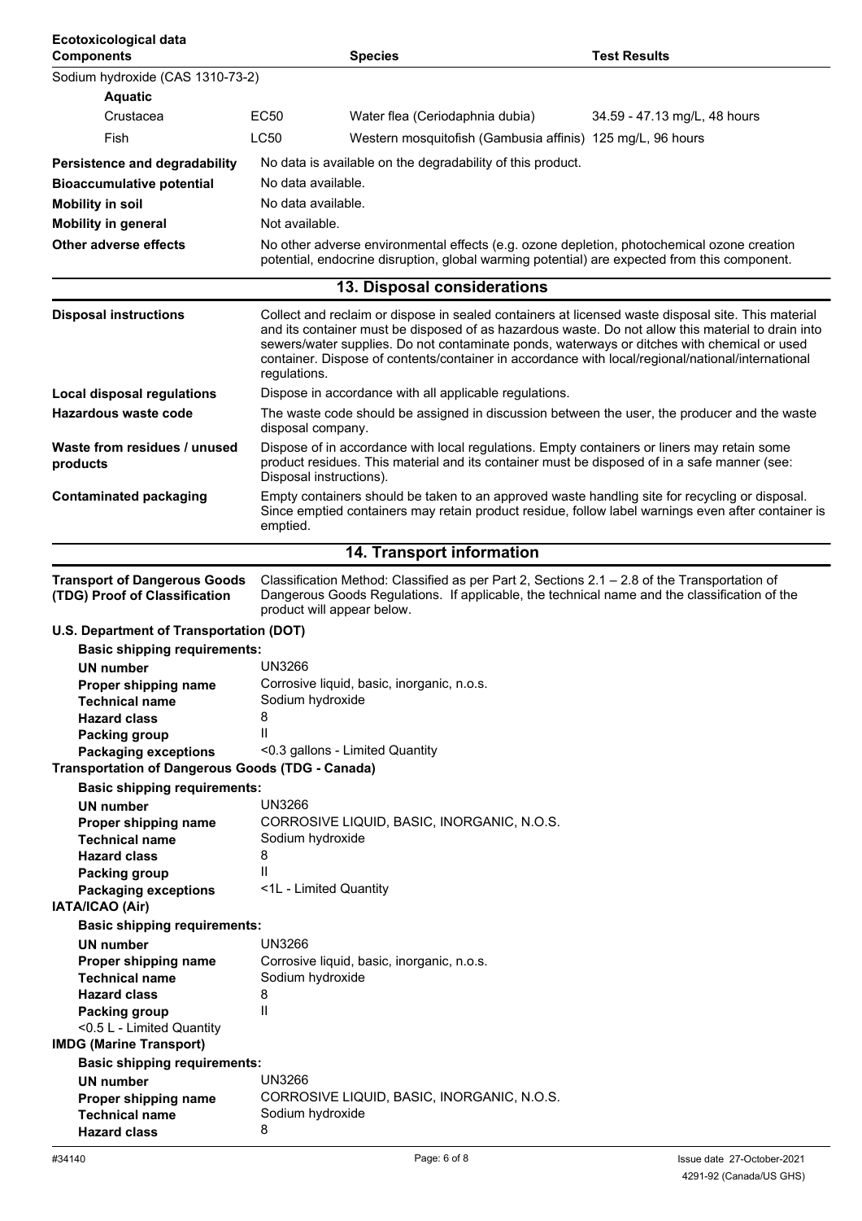**Ecotoxicological data**

| Components | | Species | Test Results |
|---|---|---|---|
| Sodium hydroxide (CAS 1310-73-2) | | | |
| **Aquatic** | | | |
| Crustacea | EC50 | Water flea (Ceriodaphnia dubia) | 34.59 - 47.13 mg/L, 48 hours |
| Fish | LC50 | Western mosquitofish (Gambusia affinis) | 125 mg/L, 96 hours |

| | |
|---|---|
| **Persistence and degradability** | No data is available on the degradability of this product. |
| **Bioaccumulative potential** | No data available. |
| **Mobility in soil** | No data available. |
| **Mobility in general** | Not available. |
| **Other adverse effects** | No other adverse environmental effects (e.g. ozone depletion, photochemical ozone creation potential, endocrine disruption, global warming potential) are expected from this component. |

## 13. Disposal considerations

| | |
|---|---|
| **Disposal instructions** | Collect and reclaim or dispose in sealed containers at licensed waste disposal site. This material and its container must be disposed of as hazardous waste. Do not allow this material to drain into sewers/water supplies. Do not contaminate ponds, waterways or ditches with chemical or used container. Dispose of contents/container in accordance with local/regional/national/international regulations. |
| **Local disposal regulations** | Dispose in accordance with all applicable regulations. |
| **Hazardous waste code** | The waste code should be assigned in discussion between the user, the producer and the waste disposal company. |
| **Waste from residues / unused products** | Dispose of in accordance with local regulations. Empty containers or liners may retain some product residues. This material and its container must be disposed of in a safe manner (see: Disposal instructions). |
| **Contaminated packaging** | Empty containers should be taken to an approved waste handling site for recycling or disposal. Since emptied containers may retain product residue, follow label warnings even after container is emptied. |

## 14. Transport information

**Transport of Dangerous Goods (TDG) Proof of Classification** Classification Method: Classified as per Part 2, Sections 2.1 – 2.8 of the Transportation of Dangerous Goods Regulations. If applicable, the technical name and the classification of the product will appear below.

**U.S. Department of Transportation (DOT)**

**Basic shipping requirements:**

| | |
|---|---|
| **UN number** | UN3266 |
| **Proper shipping name** | Corrosive liquid, basic, inorganic, n.o.s. |
| **Technical name** | Sodium hydroxide |
| **Hazard class** | 8 |
| **Packing group** | II |
| **Packaging exceptions** | <0.3 gallons - Limited Quantity |

**Transportation of Dangerous Goods (TDG - Canada)**

**Basic shipping requirements:**

| | |
|---|---|
| **UN number** | UN3266 |
| **Proper shipping name** | CORROSIVE LIQUID, BASIC, INORGANIC, N.O.S. |
| **Technical name** | Sodium hydroxide |
| **Hazard class** | 8 |
| **Packing group** | II |
| **Packaging exceptions** | <1L - Limited Quantity |

**IATA/ICAO (Air)**

**Basic shipping requirements:**

| | |
|---|---|
| **UN number** | UN3266 |
| **Proper shipping name** | Corrosive liquid, basic, inorganic, n.o.s. |
| **Technical name** | Sodium hydroxide |
| **Hazard class** | 8 |
| **Packing group** | II |

<0.5 L - Limited Quantity

**IMDG (Marine Transport)**

**Basic shipping requirements:**

| | |
|---|---|
| **UN number** | UN3266 |
| **Proper shipping name** | CORROSIVE LIQUID, BASIC, INORGANIC, N.O.S. |
| **Technical name** | Sodium hydroxide |
| **Hazard class** | 8 |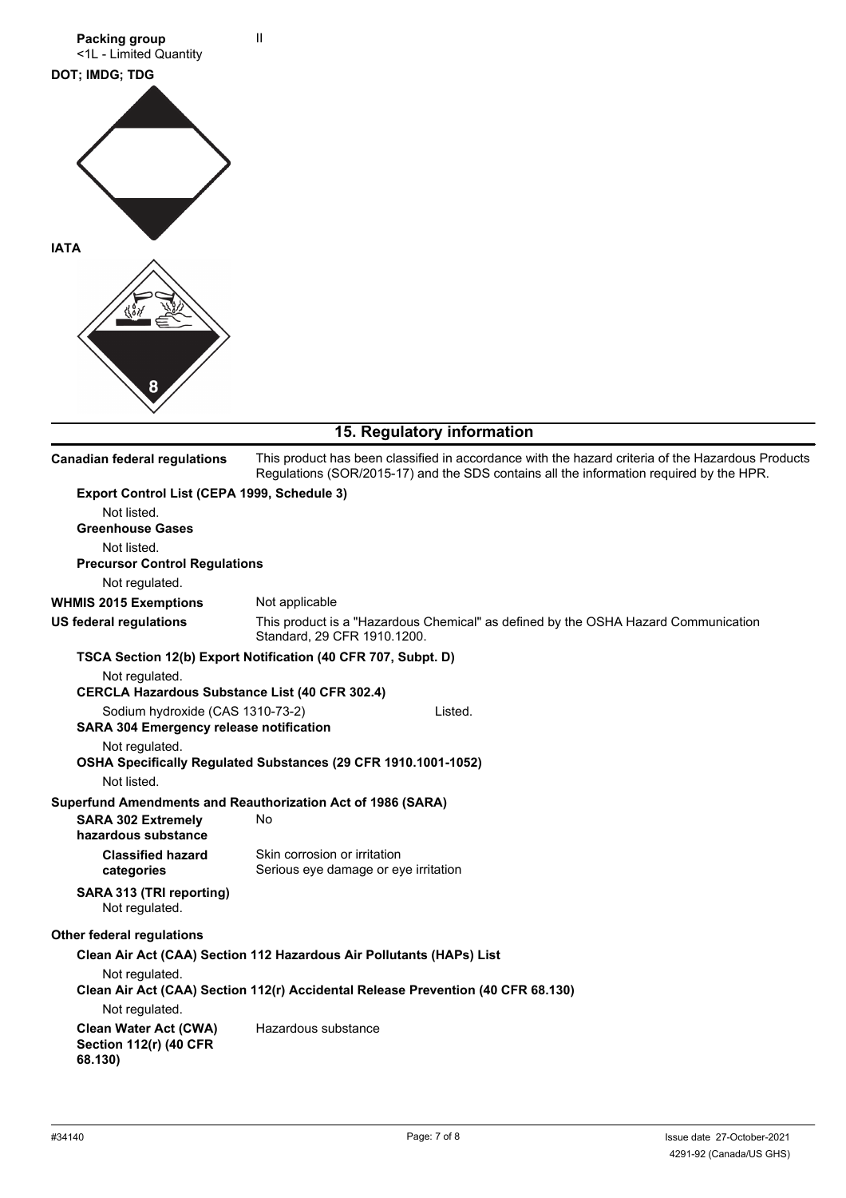**Packing group** II

<1L - Limited Quantity

**DOT; IMDG; TDG**

**IATA**

## 15. Regulatory information

**Canadian federal regulations** This product has been classified in accordance with the hazard criteria of the Hazardous Products Regulations (SOR/2015-17) and the SDS contains all the information required by the HPR.

**Export Control List (CEPA 1999, Schedule 3)**

Not listed.

**Greenhouse Gases**

Not listed.

**Precursor Control Regulations**

Not regulated.

**WHMIS 2015 Exemptions** Not applicable

**US federal regulations** This product is a "Hazardous Chemical" as defined by the OSHA Hazard Communication Standard, 29 CFR 1910.1200.

**TSCA Section 12(b) Export Notification (40 CFR 707, Subpt. D)**

Not regulated.

**CERCLA Hazardous Substance List (40 CFR 302.4)**

Sodium hydroxide (CAS 1310-73-2) Listed.

**SARA 304 Emergency release notification**

Not regulated.

**OSHA Specifically Regulated Substances (29 CFR 1910.1001-1052)**

Not listed.

**Superfund Amendments and Reauthorization Act of 1986 (SARA)**

**SARA 302 Extremely hazardous substance** No

**Classified hazard categories** Skin corrosion or irritation
Serious eye damage or eye irritation

**SARA 313 (TRI reporting)**
Not regulated.

**Other federal regulations**

**Clean Air Act (CAA) Section 112 Hazardous Air Pollutants (HAPs) List**

Not regulated.

**Clean Air Act (CAA) Section 112(r) Accidental Release Prevention (40 CFR 68.130)**

Not regulated.

**Clean Water Act (CWA) Section 112(r) (40 CFR 68.130)** Hazardous substance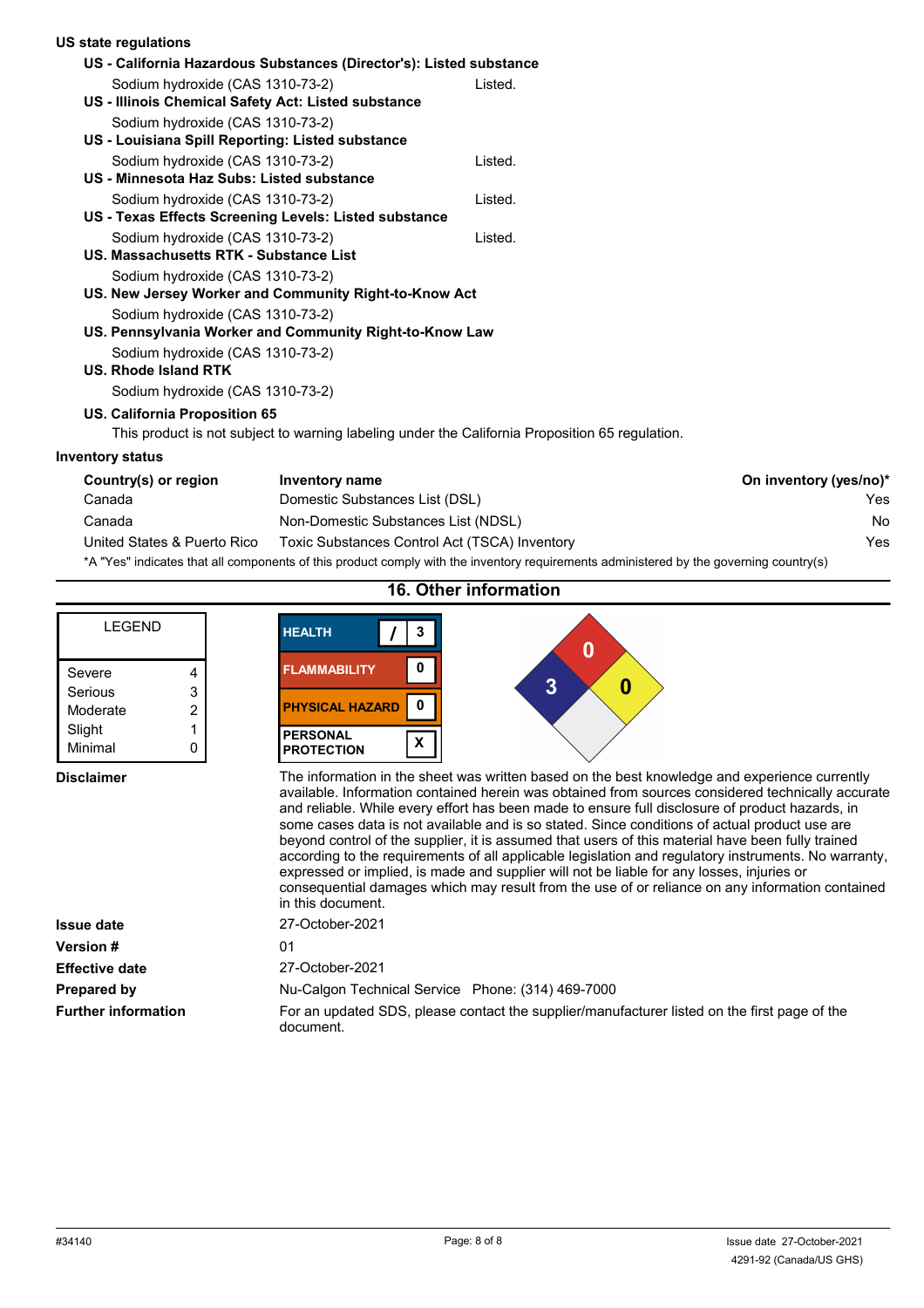**US state regulations**

**US - California Hazardous Substances (Director's): Listed substance**

| | |
|---|---|
| Sodium hydroxide (CAS 1310-73-2) | Listed. |

**US - Illinois Chemical Safety Act: Listed substance**

Sodium hydroxide (CAS 1310-73-2)

**US - Louisiana Spill Reporting: Listed substance**

| | |
|---|---|
| Sodium hydroxide (CAS 1310-73-2) | Listed. |

**US - Minnesota Haz Subs: Listed substance**

| | |
|---|---|
| Sodium hydroxide (CAS 1310-73-2) | Listed. |

**US - Texas Effects Screening Levels: Listed substance**

| | |
|---|---|
| Sodium hydroxide (CAS 1310-73-2) | Listed. |

**US. Massachusetts RTK - Substance List**

Sodium hydroxide (CAS 1310-73-2)

**US. New Jersey Worker and Community Right-to-Know Act**

Sodium hydroxide (CAS 1310-73-2)

**US. Pennsylvania Worker and Community Right-to-Know Law**

Sodium hydroxide (CAS 1310-73-2)

**US. Rhode Island RTK**

Sodium hydroxide (CAS 1310-73-2)

**US. California Proposition 65**

This product is not subject to warning labeling under the California Proposition 65 regulation.

**Inventory status**

| Country(s) or region | Inventory name | On inventory (yes/no)* |
|---|---|---|
| Canada | Domestic Substances List (DSL) | Yes |
| Canada | Non-Domestic Substances List (NDSL) | No |
| United States & Puerto Rico | Toxic Substances Control Act (TSCA) Inventory | Yes |

*A "Yes" indicates that all components of this product comply with the inventory requirements administered by the governing country(s)

## 16. Other information

| LEGEND | |
|---|---|
| Severe | 4 |
| Serious | 3 |
| Moderate | 2 |
| Slight | 1 |
| Minimal | 0 |

| | |
|---|---|
| HEALTH | / 3 |
| FLAMMABILITY | 0 |
| PHYSICAL HAZARD | 0 |
| PERSONAL PROTECTION | X |

0
3
0

**Disclaimer** The information in the sheet was written based on the best knowledge and experience currently available. Information contained herein was obtained from sources considered technically accurate and reliable. While every effort has been made to ensure full disclosure of product hazards, in some cases data is not available and is so stated. Since conditions of actual product use are beyond control of the supplier, it is assumed that users of this material have been fully trained according to the requirements of all applicable legislation and regulatory instruments. No warranty, expressed or implied, is made and supplier will not be liable for any losses, injuries or consequential damages which may result from the use of or reliance on any information contained in this document.

**Issue date** 27-October-2021

**Version #** 01

**Effective date** 27-October-2021

**Prepared by** Nu-Calgon Technical Service Phone: (314) 469-7000

**Further information** For an updated SDS, please contact the supplier/manufacturer listed on the first page of the document.